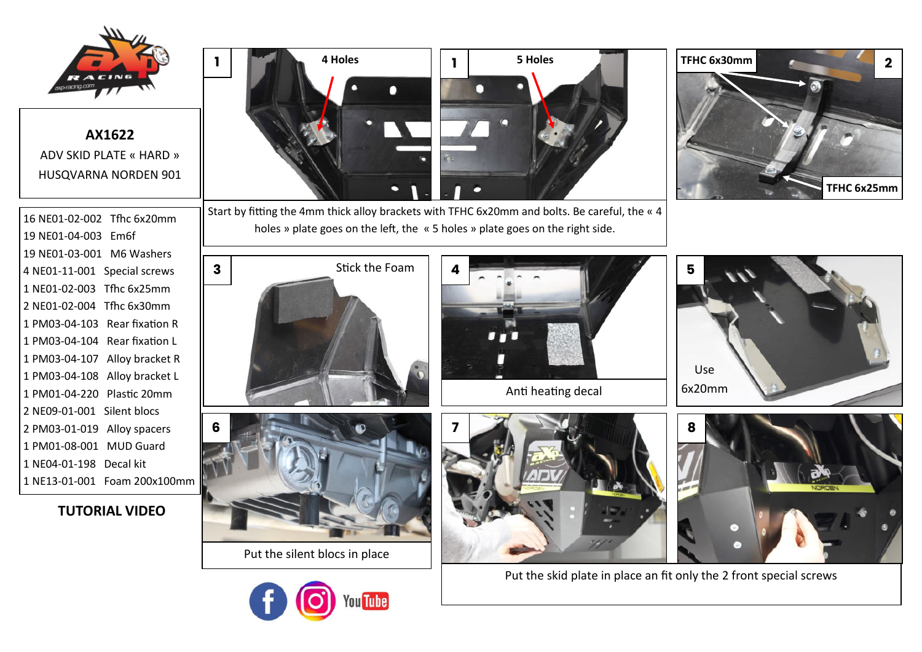# AX1622

ADV SKID PLATE « HARD »

HUSQVARNA NORDEN 901

16 NE01-02-002 Tfhc 6x20mm
19 NE01-04-003 Em6f
19 NE01-03-001 M6 Washers
4 NE01-11-001 Special screws
1 NE01-02-003 Tfhc 6x25mm
2 NE01-02-004 Tfhc 6x30mm
1 PM03-04-103 Rear fixation R
1 PM03-04-104 Rear fixation L
1 PM03-04-107 Alloy bracket R
1 PM03-04-108 Alloy bracket L
1 PM01-04-220 Plastic 20mm
2 NE09-01-001 Silent blocs
2 PM03-01-019 Alloy spacers
1 PM01-08-001 MUD Guard
1 NE04-01-198 Decal kit
1 NE13-01-001 Foam 200x100mm

**TUTORIAL VIDEO**

**1** 4 Holes

**1** 5 Holes

Start by fitting the 4mm thick alloy brackets with TFHC 6x20mm and bolts. Be careful, the « 4 holes » plate goes on the left, the « 5 holes » plate goes on the right side.

**2** TFHC 6x30mm

TFHC 6x25mm

**3** Stick the Foam

**4** Anti heating decal

**5** Use 6x20mm

**6** Put the silent blocs in place

**7**

**8**

Put the skid plate in place an fit only the 2 front special screws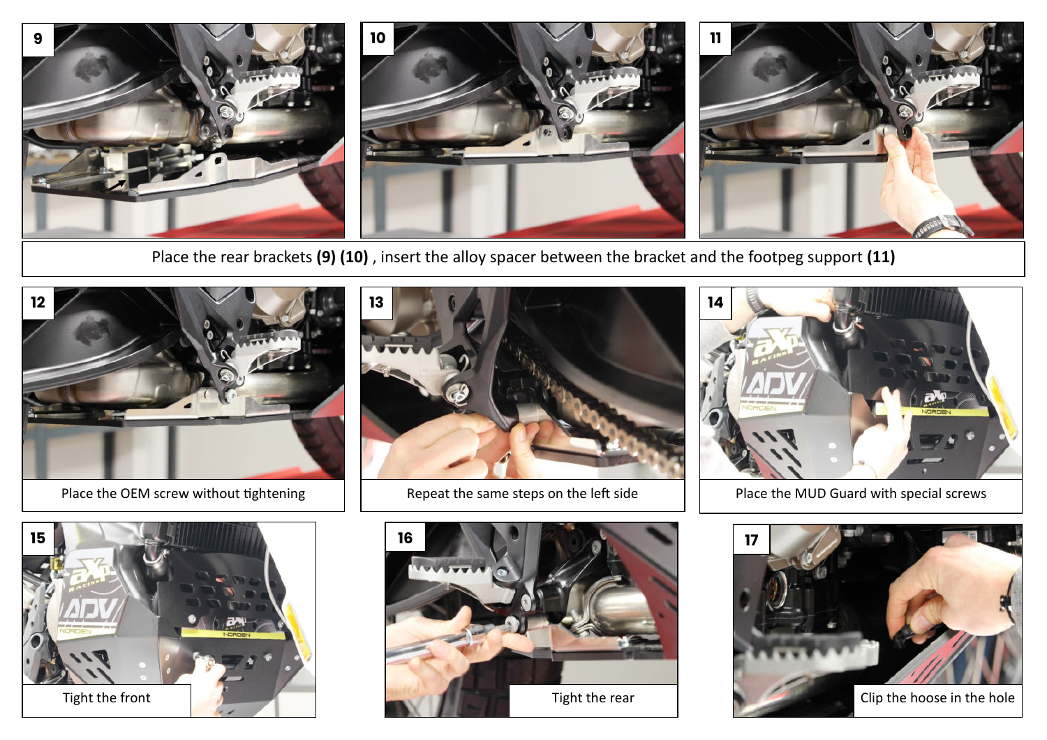9

10

11

Place the rear brackets **(9)** **(10)** , insert the alloy spacer between the bracket and the footpeg support **(11)**

12

Place the OEM screw without tightening

13

Repeat the same steps on the left side

14

Place the MUD Guard with special screws

15

Tight the front

16

Tight the rear

17

Clip the hoose in the hole